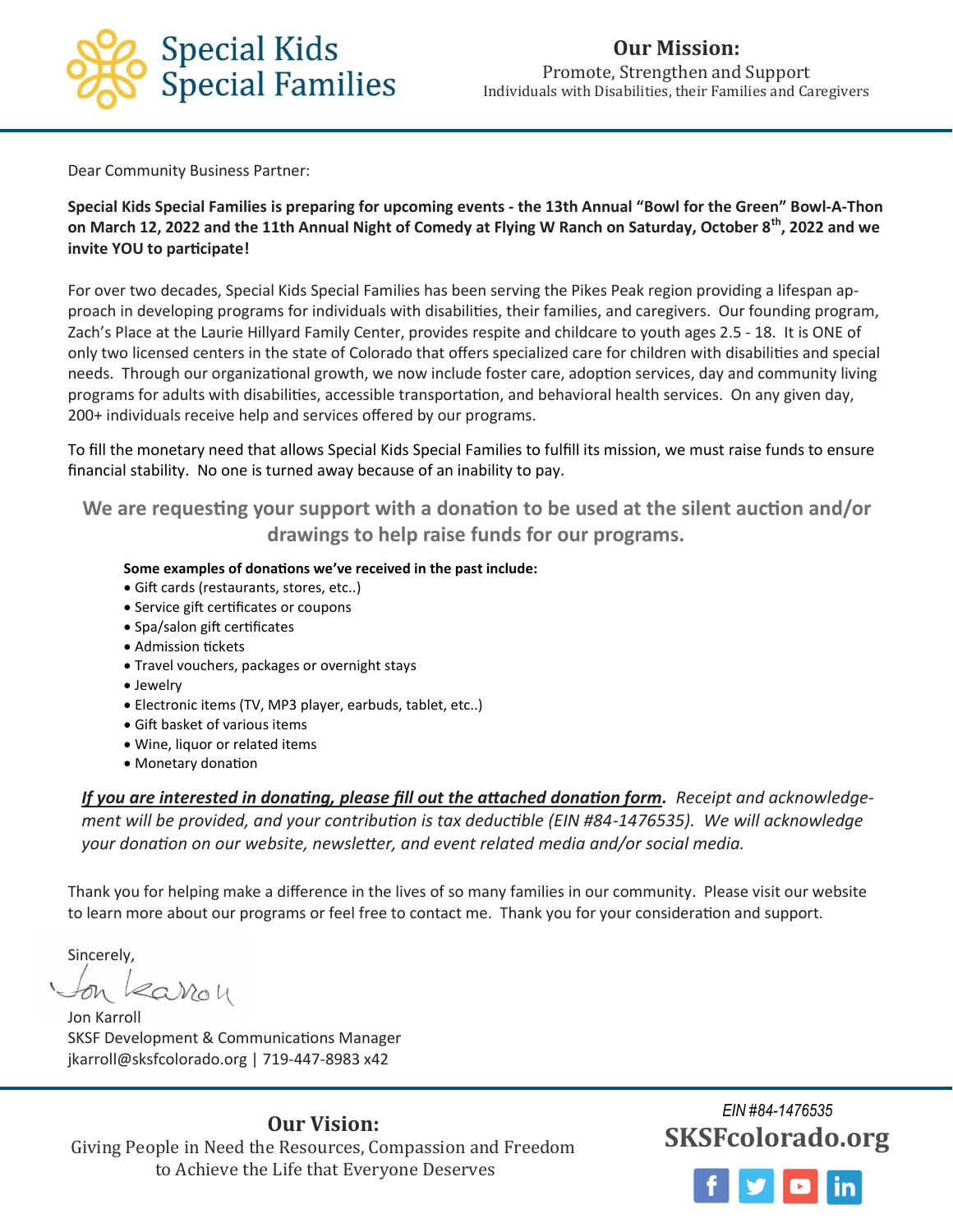# Special Kids Special Families

**Our Mission:**
Promote, Strengthen and Support
Individuals with Disabilities, their Families and Caregivers

---

Dear Community Business Partner:

**Special Kids Special Families is preparing for upcoming events - the 13th Annual "Bowl for the Green" Bowl-A-Thon on March 12, 2022 and the 11th Annual Night of Comedy at Flying W Ranch on Saturday, October 8th, 2022 and we invite YOU to participate!**

For over two decades, Special Kids Special Families has been serving the Pikes Peak region providing a lifespan approach in developing programs for individuals with disabilities, their families, and caregivers. Our founding program, Zach's Place at the Laurie Hillyard Family Center, provides respite and childcare to youth ages 2.5 - 18. It is ONE of only two licensed centers in the state of Colorado that offers specialized care for children with disabilities and special needs. Through our organizational growth, we now include foster care, adoption services, day and community living programs for adults with disabilities, accessible transportation, and behavioral health services. On any given day, 200+ individuals receive help and services offered by our programs.

To fill the monetary need that allows Special Kids Special Families to fulfill its mission, we must raise funds to ensure financial stability. No one is turned away because of an inability to pay.

**We are requesting your support with a donation to be used at the silent auction and/or drawings to help raise funds for our programs.**

**Some examples of donations we've received in the past include:**

- Gift cards (restaurants, stores, etc..)
- Service gift certificates or coupons
- Spa/salon gift certificates
- Admission tickets
- Travel vouchers, packages or overnight stays
- Jewelry
- Electronic items (TV, MP3 player, earbuds, tablet, etc..)
- Gift basket of various items
- Wine, liquor or related items
- Monetary donation

***If you are interested in donating, please fill out the attached donation form.*** *Receipt and acknowledgement will be provided, and your contribution is tax deductible (EIN #84-1476535). We will acknowledge your donation on our website, newsletter, and event related media and/or social media.*

Thank you for helping make a difference in the lives of so many families in our community. Please visit our website to learn more about our programs or feel free to contact me. Thank you for your consideration and support.

Sincerely,

Jon Karroll
SKSF Development & Communications Manager
jkarroll@sksfcolorado.org | 719-447-8983 x42

---

**Our Vision:**
Giving People in Need the Resources, Compassion and Freedom to Achieve the Life that Everyone Deserves

EIN #84-1476535
**SKSFcolorado.org**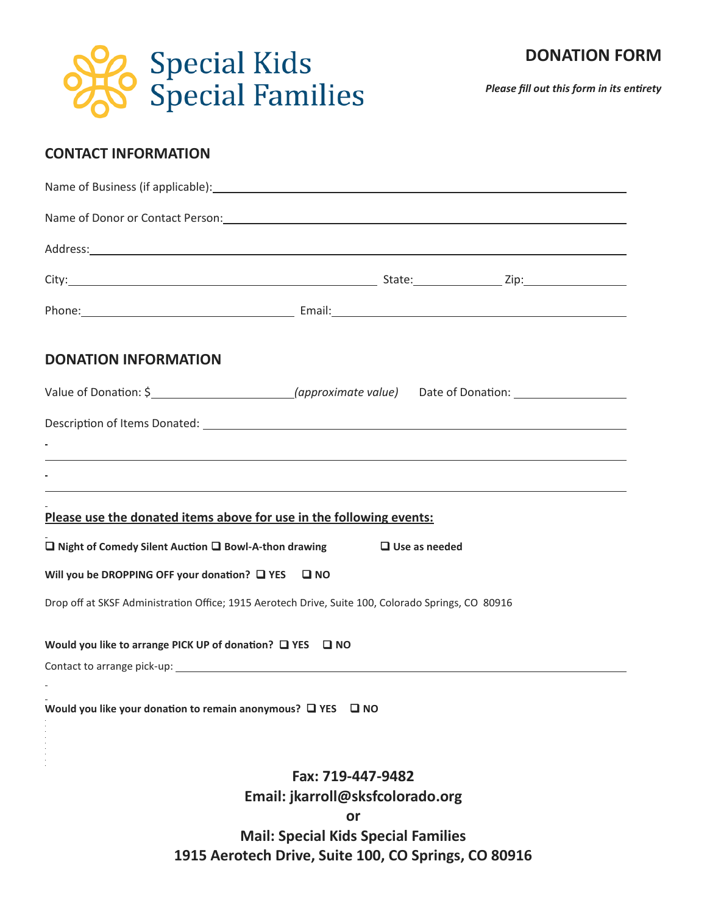Special Kids Special Families

# DONATION FORM

***Please fill out this form in its entirety***

## CONTACT INFORMATION

Name of Business (if applicable): ______________________________

Name of Donor or Contact Person: ______________________________

Address: ______________________________

City: ____________________ State: __________ Zip: __________

Phone: ____________________ Email: ____________________

## DONATION INFORMATION

Value of Donation: $ ______________ *(approximate value)* Date of Donation: ______________

Description of Items Donated: ______________________________

______________________________

______________________________

**Please use the donated items above for use in the following events:**

**❑ Night of Comedy Silent Auction ❑ Bowl-A-thon drawing ❑ Use as needed**

**Will you be DROPPING OFF your donation? ❑ YES ❑ NO**

Drop off at SKSF Administration Office; 1915 Aerotech Drive, Suite 100, Colorado Springs, CO 80916

**Would you like to arrange PICK UP of donation? ❑ YES ❑ NO**

Contact to arrange pick-up: ______________________________

**Would you like your donation to remain anonymous? ❑ YES ❑ NO**

**Fax: 719-447-9482**

**Email: jkarroll@sksfcolorado.org**

**or**

**Mail: Special Kids Special Families**

**1915 Aerotech Drive, Suite 100, CO Springs, CO 80916**